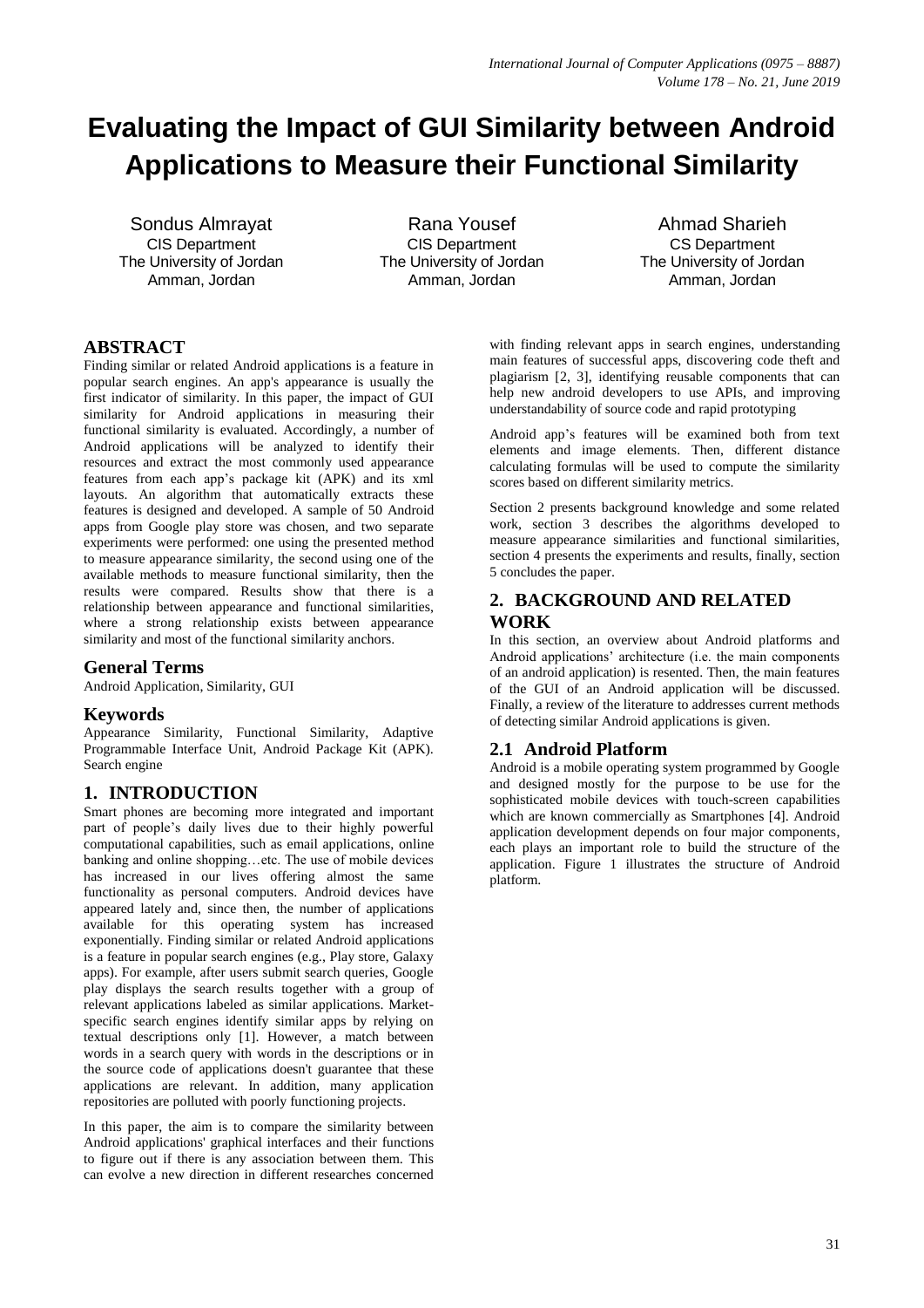# Evaluating the Impact of GUI Similarity between Android Applications to Measure their Functional Similarity

Sondus Almrayat
CIS Department
The University of Jordan
Amman, Jordan

Rana Yousef
CIS Department
The University of Jordan
Amman, Jordan

Ahmad Sharieh
CS Department
The University of Jordan
Amman, Jordan

## ABSTRACT

Finding similar or related Android applications is a feature in popular search engines. An app's appearance is usually the first indicator of similarity. In this paper, the impact of GUI similarity for Android applications in measuring their functional similarity is evaluated. Accordingly, a number of Android applications will be analyzed to identify their resources and extract the most commonly used appearance features from each app's package kit (APK) and its xml layouts. An algorithm that automatically extracts these features is designed and developed. A sample of 50 Android apps from Google play store was chosen, and two separate experiments were performed: one using the presented method to measure appearance similarity, the second using one of the available methods to measure functional similarity, then the results were compared. Results show that there is a relationship between appearance and functional similarities, where a strong relationship exists between appearance similarity and most of the functional similarity anchors.

## General Terms

Android Application, Similarity, GUI

## Keywords

Appearance Similarity, Functional Similarity, Adaptive Programmable Interface Unit, Android Package Kit (APK). Search engine

## 1. INTRODUCTION

Smart phones are becoming more integrated and important part of people's daily lives due to their highly powerful computational capabilities, such as email applications, online banking and online shopping…etc. The use of mobile devices has increased in our lives offering almost the same functionality as personal computers. Android devices have appeared lately and, since then, the number of applications available for this operating system has increased exponentially. Finding similar or related Android applications is a feature in popular search engines (e.g., Play store, Galaxy apps). For example, after users submit search queries, Google play displays the search results together with a group of relevant applications labeled as similar applications. Market-specific search engines identify similar apps by relying on textual descriptions only [1]. However, a match between words in a search query with words in the descriptions or in the source code of applications doesn't guarantee that these applications are relevant. In addition, many application repositories are polluted with poorly functioning projects.

In this paper, the aim is to compare the similarity between Android applications' graphical interfaces and their functions to figure out if there is any association between them. This can evolve a new direction in different researches concerned with finding relevant apps in search engines, understanding main features of successful apps, discovering code theft and plagiarism [2, 3], identifying reusable components that can help new android developers to use APIs, and improving understandability of source code and rapid prototyping

Android app's features will be examined both from text elements and image elements. Then, different distance calculating formulas will be used to compute the similarity scores based on different similarity metrics.

Section 2 presents background knowledge and some related work, section 3 describes the algorithms developed to measure appearance similarities and functional similarities, section 4 presents the experiments and results, finally, section 5 concludes the paper.

## 2. BACKGROUND AND RELATED WORK

In this section, an overview about Android platforms and Android applications' architecture (i.e. the main components of an android application) is resented. Then, the main features of the GUI of an Android application will be discussed. Finally, a review of the literature to addresses current methods of detecting similar Android applications is given.

### 2.1 Android Platform

Android is a mobile operating system programmed by Google and designed mostly for the purpose to be use for the sophisticated mobile devices with touch-screen capabilities which are known commercially as Smartphones [4]. Android application development depends on four major components, each plays an important role to build the structure of the application. Figure 1 illustrates the structure of Android platform.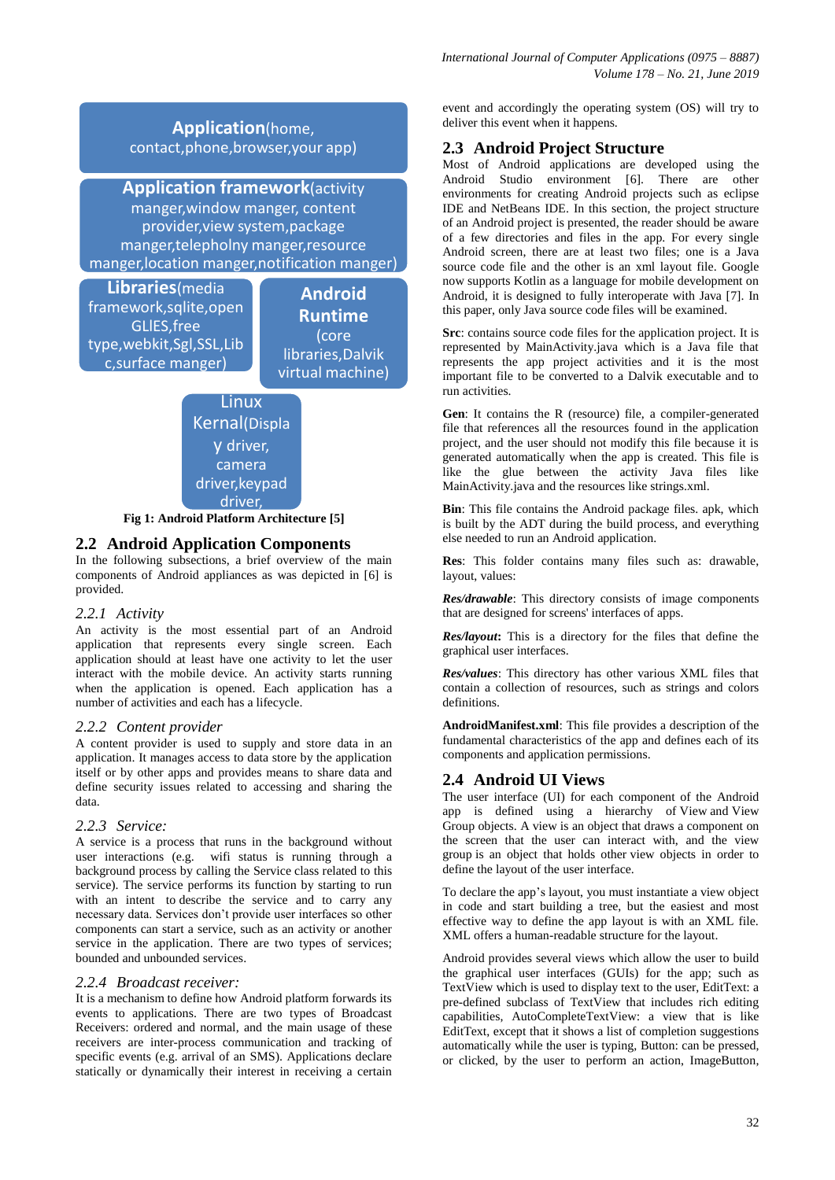Application(home, contact,phone,browser,your app)

Application framework(activity manger,window manger, content provider,view system,package manger,telepholny manger,resource manger,location manger,notification manger)

Libraries(media framework,sqlite,open GLIES,free type,webkit,Sgl,SSL,Lib c,surface manger)

Android Runtime (core libraries,Dalvik virtual machine)

Linux Kernal(Display driver, camera driver,keypad driver,

**Fig 1: Android Platform Architecture [5]**

## 2.2 Android Application Components

In the following subsections, a brief overview of the main components of Android appliances as was depicted in [6] is provided.

### *2.2.1 Activity*

An activity is the most essential part of an Android application that represents every single screen. Each application should at least have one activity to let the user interact with the mobile device. An activity starts running when the application is opened. Each application has a number of activities and each has a lifecycle.

### *2.2.2 Content provider*

A content provider is used to supply and store data in an application. It manages access to data store by the application itself or by other apps and provides means to share data and define security issues related to accessing and sharing the data.

### *2.2.3 Service:*

A service is a process that runs in the background without user interactions (e.g. wifi status is running through a background process by calling the Service class related to this service). The service performs its function by starting to run with an intent to describe the service and to carry any necessary data. Services don't provide user interfaces so other components can start a service, such as an activity or another service in the application. There are two types of services; bounded and unbounded services.

### *2.2.4 Broadcast receiver:*

It is a mechanism to define how Android platform forwards its events to applications. There are two types of Broadcast Receivers: ordered and normal, and the main usage of these receivers are inter-process communication and tracking of specific events (e.g. arrival of an SMS). Applications declare statically or dynamically their interest in receiving a certain event and accordingly the operating system (OS) will try to deliver this event when it happens.

## 2.3 Android Project Structure

Most of Android applications are developed using the Android Studio environment [6]. There are other environments for creating Android projects such as eclipse IDE and NetBeans IDE. In this section, the project structure of an Android project is presented, the reader should be aware of a few directories and files in the app. For every single Android screen, there are at least two files; one is a Java source code file and the other is an xml layout file. Google now supports Kotlin as a language for mobile development on Android, it is designed to fully interoperate with Java [7]. In this paper, only Java source code files will be examined.

**Src**: contains source code files for the application project. It is represented by MainActivity.java which is a Java file that represents the app project activities and it is the most important file to be converted to a Dalvik executable and to run activities.

**Gen**: It contains the R (resource) file, a compiler-generated file that references all the resources found in the application project, and the user should not modify this file because it is generated automatically when the app is created. This file is like the glue between the activity Java files like MainActivity.java and the resources like strings.xml.

**Bin**: This file contains the Android package files. apk, which is built by the ADT during the build process, and everything else needed to run an Android application.

**Res**: This folder contains many files such as: drawable, layout, values:

***Res/drawable***: This directory consists of image components that are designed for screens' interfaces of apps.

***Res/layout:*** This is a directory for the files that define the graphical user interfaces.

***Res/values***: This directory has other various XML files that contain a collection of resources, such as strings and colors definitions.

**AndroidManifest.xml**: This file provides a description of the fundamental characteristics of the app and defines each of its components and application permissions.

## 2.4 Android UI Views

The user interface (UI) for each component of the Android app is defined using a hierarchy of View and View Group objects. A view is an object that draws a component on the screen that the user can interact with, and the view group is an object that holds other view objects in order to define the layout of the user interface.

To declare the app's layout, you must instantiate a view object in code and start building a tree, but the easiest and most effective way to define the app layout is with an XML file. XML offers a human-readable structure for the layout.

Android provides several views which allow the user to build the graphical user interfaces (GUIs) for the app; such as TextView which is used to display text to the user, EditText: a pre-defined subclass of TextView that includes rich editing capabilities, AutoCompleteTextView: a view that is like EditText, except that it shows a list of completion suggestions automatically while the user is typing, Button: can be pressed, or clicked, by the user to perform an action, ImageButton,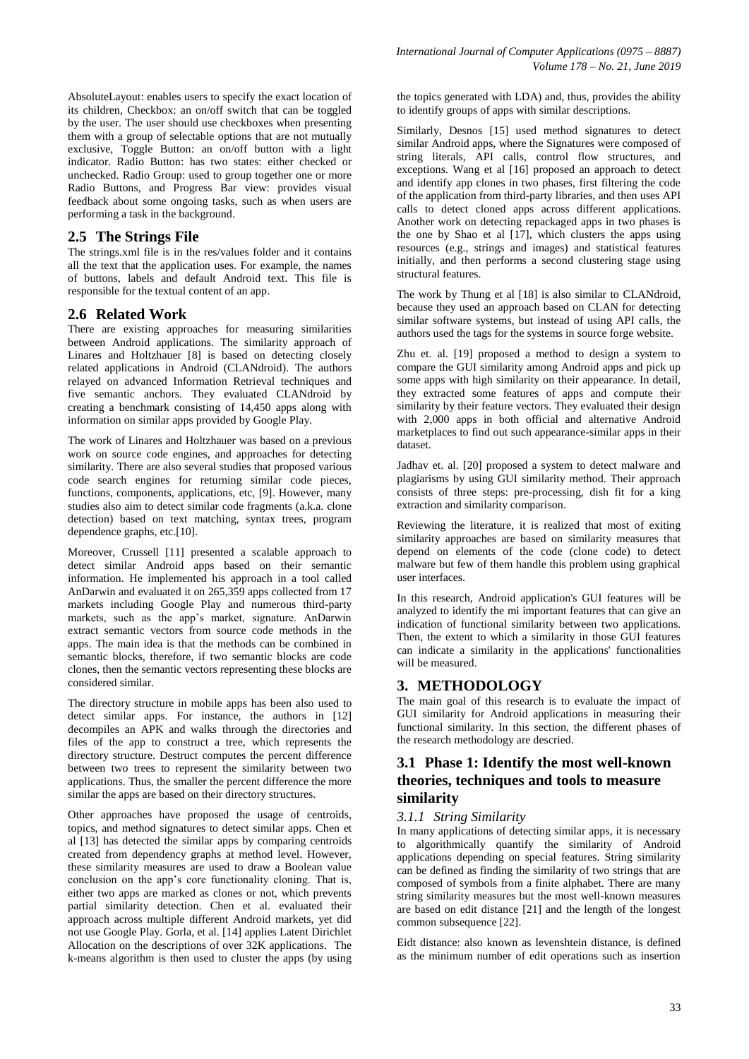AbsoluteLayout: enables users to specify the exact location of its children, Checkbox: an on/off switch that can be toggled by the user. The user should use checkboxes when presenting them with a group of selectable options that are not mutually exclusive, Toggle Button: an on/off button with a light indicator. Radio Button: has two states: either checked or unchecked. Radio Group: used to group together one or more Radio Buttons, and Progress Bar view: provides visual feedback about some ongoing tasks, such as when users are performing a task in the background.

## 2.5 The Strings File

The strings.xml file is in the res/values folder and it contains all the text that the application uses. For example, the names of buttons, labels and default Android text. This file is responsible for the textual content of an app.

## 2.6 Related Work

There are existing approaches for measuring similarities between Android applications. The similarity approach of Linares and Holtzhauer [8] is based on detecting closely related applications in Android (CLANdroid). The authors relayed on advanced Information Retrieval techniques and five semantic anchors. They evaluated CLANdroid by creating a benchmark consisting of 14,450 apps along with information on similar apps provided by Google Play.

The work of Linares and Holtzhauer was based on a previous work on source code engines, and approaches for detecting similarity. There are also several studies that proposed various code search engines for returning similar code pieces, functions, components, applications, etc, [9]. However, many studies also aim to detect similar code fragments (a.k.a. clone detection) based on text matching, syntax trees, program dependence graphs, etc.[10].

Moreover, Crussell [11] presented a scalable approach to detect similar Android apps based on their semantic information. He implemented his approach in a tool called AnDarwin and evaluated it on 265,359 apps collected from 17 markets including Google Play and numerous third-party markets, such as the app's market, signature. AnDarwin extract semantic vectors from source code methods in the apps. The main idea is that the methods can be combined in semantic blocks, therefore, if two semantic blocks are code clones, then the semantic vectors representing these blocks are considered similar.

The directory structure in mobile apps has been also used to detect similar apps. For instance, the authors in [12] decompiles an APK and walks through the directories and files of the app to construct a tree, which represents the directory structure. Destruct computes the percent difference between two trees to represent the similarity between two applications. Thus, the smaller the percent difference the more similar the apps are based on their directory structures.

Other approaches have proposed the usage of centroids, topics, and method signatures to detect similar apps. Chen et al [13] has detected the similar apps by comparing centroids created from dependency graphs at method level. However, these similarity measures are used to draw a Boolean value conclusion on the app's core functionality cloning. That is, either two apps are marked as clones or not, which prevents partial similarity detection. Chen et al. evaluated their approach across multiple different Android markets, yet did not use Google Play. Gorla, et al. [14] applies Latent Dirichlet Allocation on the descriptions of over 32K applications. The k-means algorithm is then used to cluster the apps (by using the topics generated with LDA) and, thus, provides the ability to identify groups of apps with similar descriptions.

Similarly, Desnos [15] used method signatures to detect similar Android apps, where the Signatures were composed of string literals, API calls, control flow structures, and exceptions. Wang et al [16] proposed an approach to detect and identify app clones in two phases, first filtering the code of the application from third-party libraries, and then uses API calls to detect cloned apps across different applications. Another work on detecting repackaged apps in two phases is the one by Shao et al [17], which clusters the apps using resources (e.g., strings and images) and statistical features initially, and then performs a second clustering stage using structural features.

The work by Thung et al [18] is also similar to CLANdroid, because they used an approach based on CLAN for detecting similar software systems, but instead of using API calls, the authors used the tags for the systems in source forge website.

Zhu et. al. [19] proposed a method to design a system to compare the GUI similarity among Android apps and pick up some apps with high similarity on their appearance. In detail, they extracted some features of apps and compute their similarity by their feature vectors. They evaluated their design with 2,000 apps in both official and alternative Android marketplaces to find out such appearance-similar apps in their dataset.

Jadhav et. al. [20] proposed a system to detect malware and plagiarisms by using GUI similarity method. Their approach consists of three steps: pre-processing, dish fit for a king extraction and similarity comparison.

Reviewing the literature, it is realized that most of exiting similarity approaches are based on similarity measures that depend on elements of the code (clone code) to detect malware but few of them handle this problem using graphical user interfaces.

In this research, Android application's GUI features will be analyzed to identify the mi important features that can give an indication of functional similarity between two applications. Then, the extent to which a similarity in those GUI features can indicate a similarity in the applications' functionalities will be measured.

# 3. METHODOLOGY

The main goal of this research is to evaluate the impact of GUI similarity for Android applications in measuring their functional similarity. In this section, the different phases of the research methodology are descried.

## 3.1 Phase 1: Identify the most well-known theories, techniques and tools to measure similarity

### *3.1.1 String Similarity*

In many applications of detecting similar apps, it is necessary to algorithmically quantify the similarity of Android applications depending on special features. String similarity can be defined as finding the similarity of two strings that are composed of symbols from a finite alphabet. There are many string similarity measures but the most well-known measures are based on edit distance [21] and the length of the longest common subsequence [22].

Eidt distance: also known as levenshtein distance, is defined as the minimum number of edit operations such as insertion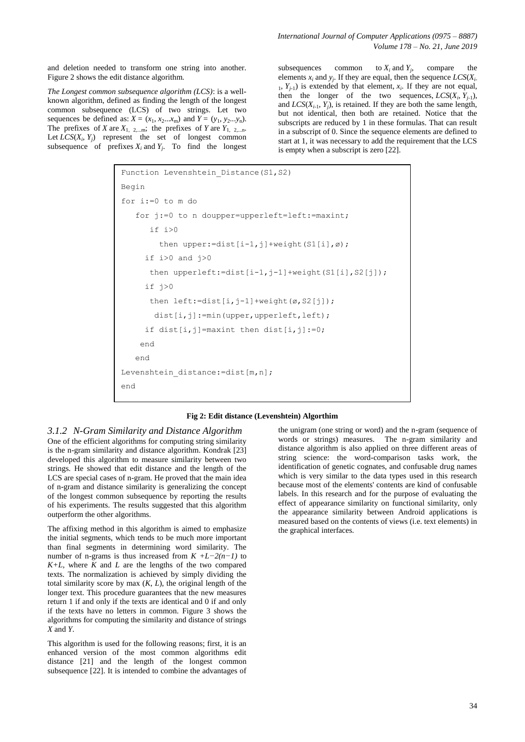and deletion needed to transform one string into another. Figure 2 shows the edit distance algorithm.

*The Longest common subsequence algorithm (LCS)*: is a well-known algorithm, defined as finding the length of the longest common subsequence (LCS) of two strings. Let two sequences be defined as: $X = (x_1, x_2...x_m)$ and $Y = (y_1, y_2...y_n)$. The prefixes of $X$ are $X_{1,\ 2,...m}$; the prefixes of $Y$ are $Y_{1,\ 2,...n}$. Let $LCS(X_i, Y_j)$ represent the set of longest common subsequence of prefixes $X_i$ and $Y_j$. To find the longest subsequences common to $X_i$ and $Y_j$, compare the elements $x_i$ and $y_j$. If they are equal, then the sequence $LCS(X_{i-1}, Y_{j-1})$ is extended by that element, $x_i$. If they are not equal, then the longer of the two sequences, $LCS(X_i, Y_{j-1})$, and $LCS(X_{i-1}, Y_j)$, is retained. If they are both the same length, but not identical, then both are retained. Notice that the subscripts are reduced by 1 in these formulas. That can result in a subscript of 0. Since the sequence elements are defined to start at 1, it was necessary to add the requirement that the LCS is empty when a subscript is zero [22].

```
Function Levenshtein_Distance(S1,S2)
Begin
for i:=0 to m do
   for j:=0 to n doupper=upperleft=left:=maxint;
      if i>0
         then upper:=dist[i-1,j]+weight(S1[i],ø);
     if i>0 and j>0
      then upperleft:=dist[i-1,j-1]+weight(S1[i],S2[j]);
     if j>0
      then left:=dist[i,j-1]+weight(ø,S2[j]);
       dist[i,j]:=min(upper,upperleft,left);
     if dist[i,j]=maxint then dist[i,j]:=0;
    end
   end
Levenshtein_distance:=dist[m,n];
end
```

**Fig 2: Edit distance (Levenshtein) Algorthim**

### *3.1.2 N-Gram Similarity and Distance Algorithm*

One of the efficient algorithms for computing string similarity is the n-gram similarity and distance algorithm. Kondrak [23] developed this algorithm to measure similarity between two strings. He showed that edit distance and the length of the LCS are special cases of n-gram. He proved that the main idea of n-gram and distance similarity is generalizing the concept of the longest common subsequence by reporting the results of his experiments. The results suggested that this algorithm outperform the other algorithms.

The affixing method in this algorithm is aimed to emphasize the initial segments, which tends to be much more important than final segments in determining word similarity. The number of n-grams is thus increased from $K + L - 2(n-1)$ to $K+L$, where $K$ and $L$ are the lengths of the two compared texts. The normalization is achieved by simply dividing the total similarity score by max $(K, L)$, the original length of the longer text. This procedure guarantees that the new measures return 1 if and only if the texts are identical and 0 if and only if the texts have no letters in common. Figure 3 shows the algorithms for computing the similarity and distance of strings $X$ and $Y$.

This algorithm is used for the following reasons; first, it is an enhanced version of the most common algorithms edit distance [21] and the length of the longest common subsequence [22]. It is intended to combine the advantages of the unigram (one string or word) and the n-gram (sequence of words or strings) measures. The n-gram similarity and distance algorithm is also applied on three different areas of string science: the word-comparison tasks work, the identification of genetic cognates, and confusable drug names which is very similar to the data types used in this research because most of the elements' contents are kind of confusable labels. In this research and for the purpose of evaluating the effect of appearance similarity on functional similarity, only the appearance similarity between Android applications is measured based on the contents of views (i.e. text elements) in the graphical interfaces.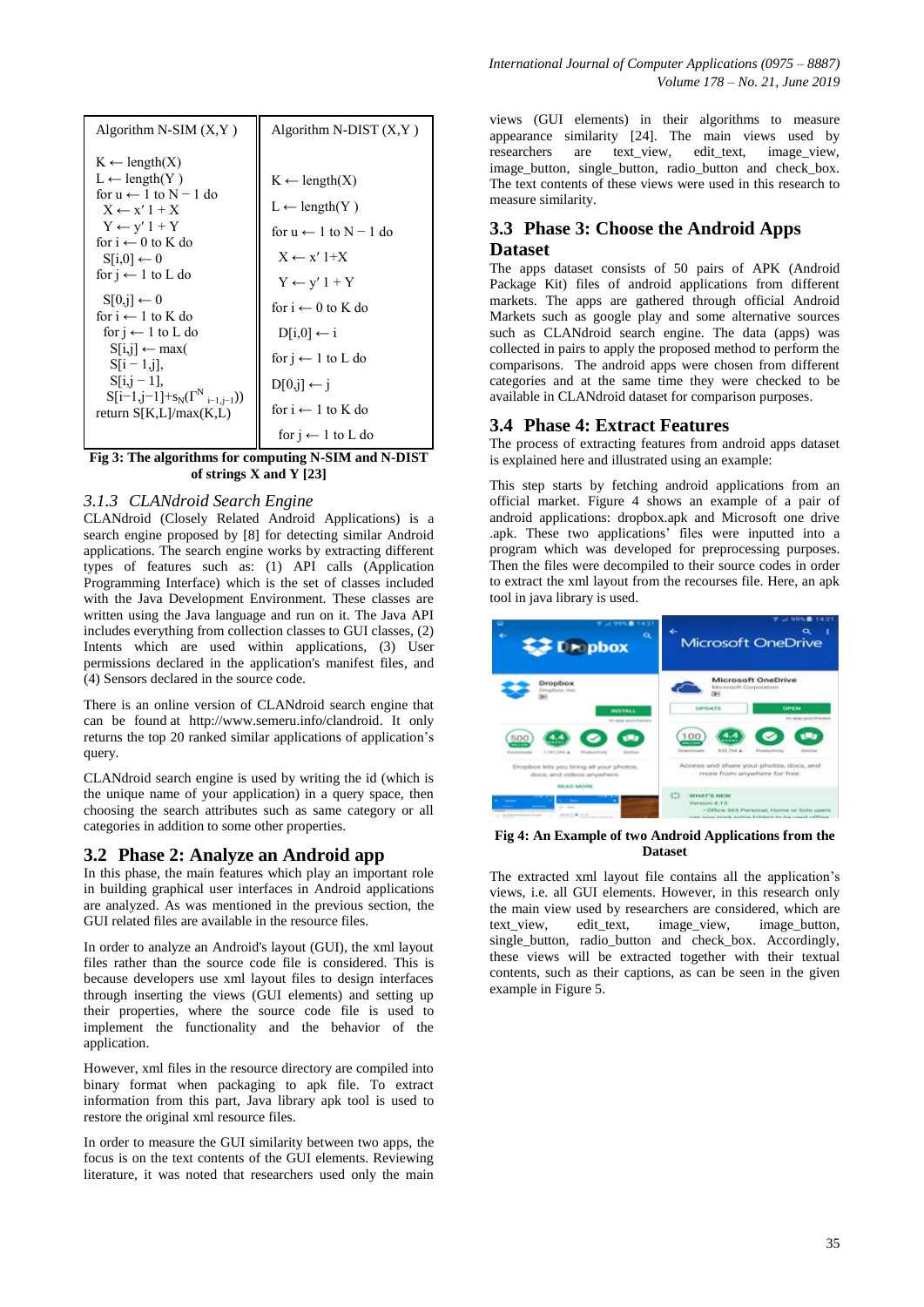| Algorithm N-SIM (X,Y ) | Algorithm N-DIST (X,Y ) |
|---|---|
| $K \leftarrow$ length(X)<br>$L \leftarrow$ length(Y )<br>for $u \leftarrow 1$ to $N - 1$ do<br>&nbsp;&nbsp;$X \leftarrow x' 1 + X$<br>&nbsp;&nbsp;$Y \leftarrow y' 1 + Y$<br>for $i \leftarrow 0$ to K do<br>&nbsp;&nbsp;$S[i,0] \leftarrow 0$<br>for $j \leftarrow 1$ to L do<br>&nbsp;&nbsp;$S[0,j] \leftarrow 0$<br>for $i \leftarrow 1$ to K do<br>&nbsp;&nbsp;for $j \leftarrow 1$ to L do<br>&nbsp;&nbsp;&nbsp;&nbsp;$S[i,j] \leftarrow \max($<br>&nbsp;&nbsp;&nbsp;&nbsp;$S[i-1,j]$,<br>&nbsp;&nbsp;&nbsp;&nbsp;$S[i,j-1]$,<br>&nbsp;&nbsp;&nbsp;&nbsp;$S[i-1,j-1]+s_N(\Gamma^N_{i-1,j-1}))$<br>return $S[K,L]/\max(K,L)$ | $K \leftarrow$ length(X)<br>$L \leftarrow$ length(Y )<br>for $u \leftarrow 1$ to $N - 1$ do<br>&nbsp;&nbsp;$X \leftarrow x' 1+X$<br>&nbsp;&nbsp;$Y \leftarrow y' 1 + Y$<br>for $i \leftarrow 0$ to K do<br>&nbsp;&nbsp;$D[i,0] \leftarrow i$<br>for $j \leftarrow 1$ to L do<br>$D[0,j] \leftarrow j$<br>for $i \leftarrow 1$ to K do<br>&nbsp;&nbsp;for $j \leftarrow 1$ to L do |

**Fig 3: The algorithms for computing N-SIM and N-DIST of strings X and Y [23]**

### *3.1.3 CLANdroid Search Engine*

CLANdroid (Closely Related Android Applications) is a search engine proposed by [8] for detecting similar Android applications. The search engine works by extracting different types of features such as: (1) API calls (Application Programming Interface) which is the set of classes included with the Java Development Environment. These classes are written using the Java language and run on it. The Java API includes everything from collection classes to GUI classes, (2) Intents which are used within applications, (3) User permissions declared in the application's manifest files, and (4) Sensors declared in the source code.

There is an online version of CLANdroid search engine that can be found at http://www.semeru.info/clandroid. It only returns the top 20 ranked similar applications of application's query.

CLANdroid search engine is used by writing the id (which is the unique name of your application) in a query space, then choosing the search attributes such as same category or all categories in addition to some other properties.

## 3.2 Phase 2: Analyze an Android app

In this phase, the main features which play an important role in building graphical user interfaces in Android applications are analyzed. As was mentioned in the previous section, the GUI related files are available in the resource files.

In order to analyze an Android's layout (GUI), the xml layout files rather than the source code file is considered. This is because developers use xml layout files to design interfaces through inserting the views (GUI elements) and setting up their properties, where the source code file is used to implement the functionality and the behavior of the application.

However, xml files in the resource directory are compiled into binary format when packaging to apk file. To extract information from this part, Java library apk tool is used to restore the original xml resource files.

In order to measure the GUI similarity between two apps, the focus is on the text contents of the GUI elements. Reviewing literature, it was noted that researchers used only the main views (GUI elements) in their algorithms to measure appearance similarity [24]. The main views used by researchers are text_view, edit_text, image_view, image_button, single_button, radio_button and check_box. The text contents of these views were used in this research to measure similarity.

## 3.3 Phase 3: Choose the Android Apps Dataset

The apps dataset consists of 50 pairs of APK (Android Package Kit) files of android applications from different markets. The apps are gathered through official Android Markets such as google play and some alternative sources such as CLANdroid search engine. The data (apps) was collected in pairs to apply the proposed method to perform the comparisons. The android apps were chosen from different categories and at the same time they were checked to be available in CLANdroid dataset for comparison purposes.

## 3.4 Phase 4: Extract Features

The process of extracting features from android apps dataset is explained here and illustrated using an example:

This step starts by fetching android applications from an official market. Figure 4 shows an example of a pair of android applications: dropbox.apk and Microsoft one drive .apk. These two applications' files were inputted into a program which was developed for preprocessing purposes. Then the files were decompiled to their source codes in order to extract the xml layout from the recourses file. Here, an apk tool in java library is used.

**Fig 4: An Example of two Android Applications from the Dataset**

The extracted xml layout file contains all the application's views, i.e. all GUI elements. However, in this research only the main view used by researchers are considered, which are text_view, edit_text, image_view, image_button, single_button, radio_button and check_box. Accordingly, these views will be extracted together with their textual contents, such as their captions, as can be seen in the given example in Figure 5.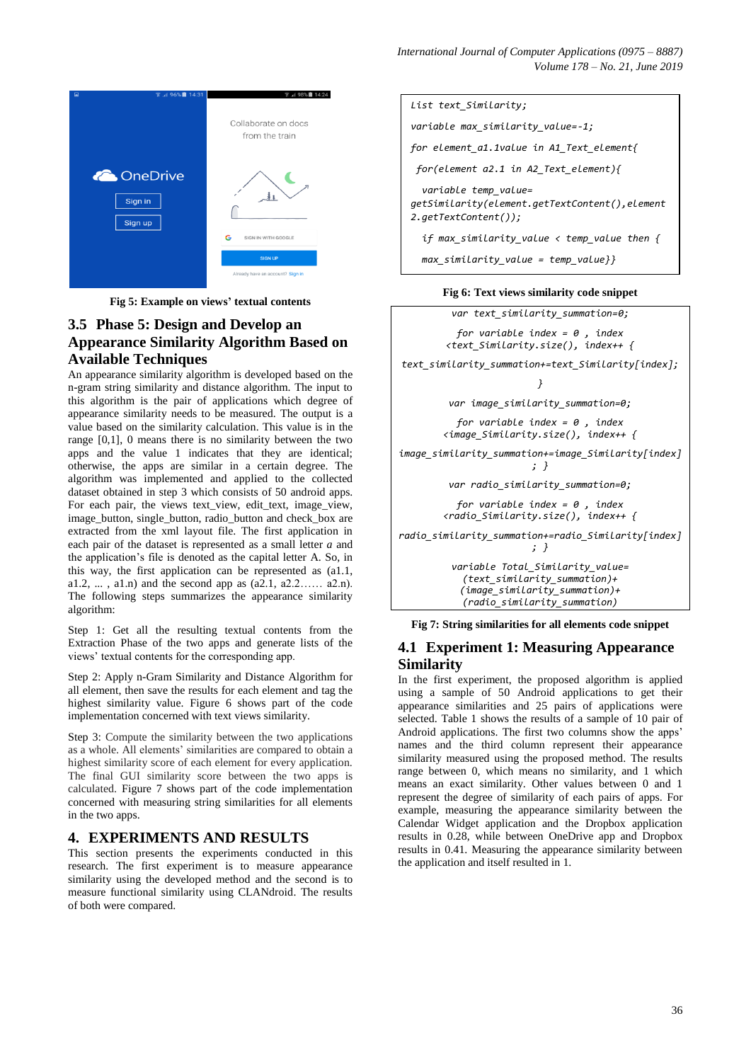Fig 5: Example on views' textual contents

### 3.5 Phase 5: Design and Develop an Appearance Similarity Algorithm Based on Available Techniques

An appearance similarity algorithm is developed based on the n-gram string similarity and distance algorithm. The input to this algorithm is the pair of applications which degree of appearance similarity needs to be measured. The output is a value based on the similarity calculation. This value is in the range [0,1], 0 means there is no similarity between the two apps and the value 1 indicates that they are identical; otherwise, the apps are similar in a certain degree. The algorithm was implemented and applied to the collected dataset obtained in step 3 which consists of 50 android apps. For each pair, the views text_view, edit_text, image_view, image_button, single_button, radio_button and check_box are extracted from the xml layout file. The first application in each pair of the dataset is represented as a small letter *a* and the application's file is denoted as the capital letter A. So, in this way, the first application can be represented as (a1.1, a1.2, ... , a1.n) and the second app as (a2.1, a2.2…… a2.n). The following steps summarizes the appearance similarity algorithm:

Step 1: Get all the resulting textual contents from the Extraction Phase of the two apps and generate lists of the views' textual contents for the corresponding app.

Step 2: Apply n-Gram Similarity and Distance Algorithm for all element, then save the results for each element and tag the highest similarity value. Figure 6 shows part of the code implementation concerned with text views similarity.

Step 3: Compute the similarity between the two applications as a whole. All elements' similarities are compared to obtain a highest similarity score of each element for every application. The final GUI similarity score between the two apps is calculated. Figure 7 shows part of the code implementation concerned with measuring string similarities for all elements in the two apps.

## 4. EXPERIMENTS AND RESULTS

This section presents the experiments conducted in this research. The first experiment is to measure appearance similarity using the developed method and the second is to measure functional similarity using CLANdroid. The results of both were compared.

```
List text_Similarity;

variable max_similarity_value=-1;

for element_a1.1value in A1_Text_element{

 for(element a2.1 in A2_Text_element){

  variable temp_value=
getSimilarity(element.getTextContent(),element
2.getTextContent());

  if max_similarity_value < temp_value then {

  max_similarity_value = temp_value}}
```

Fig 6: Text views similarity code snippet

```
var text_similarity_summation=0;

for variable index = 0 , index
<text_Similarity.size(), index++ {

text_similarity_summation+=text_Similarity[index];

}

var image_similarity_summation=0;

for variable index = 0 , index
<image_Similarity.size(), index++ {

image_similarity_summation+=image_Similarity[index]
; }

var radio_similarity_summation=0;

for variable index = 0 , index
<radio_Similarity.size(), index++ {

radio_similarity_summation+=radio_Similarity[index]
; }

variable Total_Similarity_value=
(text_similarity_summation)+
(image_similarity_summation)+
(radio_similarity_summation)
```

Fig 7: String similarities for all elements code snippet

### 4.1 Experiment 1: Measuring Appearance Similarity

In the first experiment, the proposed algorithm is applied using a sample of 50 Android applications to get their appearance similarities and 25 pairs of applications were selected. Table 1 shows the results of a sample of 10 pair of Android applications. The first two columns show the apps' names and the third column represent their appearance similarity measured using the proposed method. The results range between 0, which means no similarity, and 1 which means an exact similarity. Other values between 0 and 1 represent the degree of similarity of each pairs of apps. For example, measuring the appearance similarity between the Calendar Widget application and the Dropbox application results in 0.28, while between OneDrive app and Dropbox results in 0.41. Measuring the appearance similarity between the application and itself resulted in 1.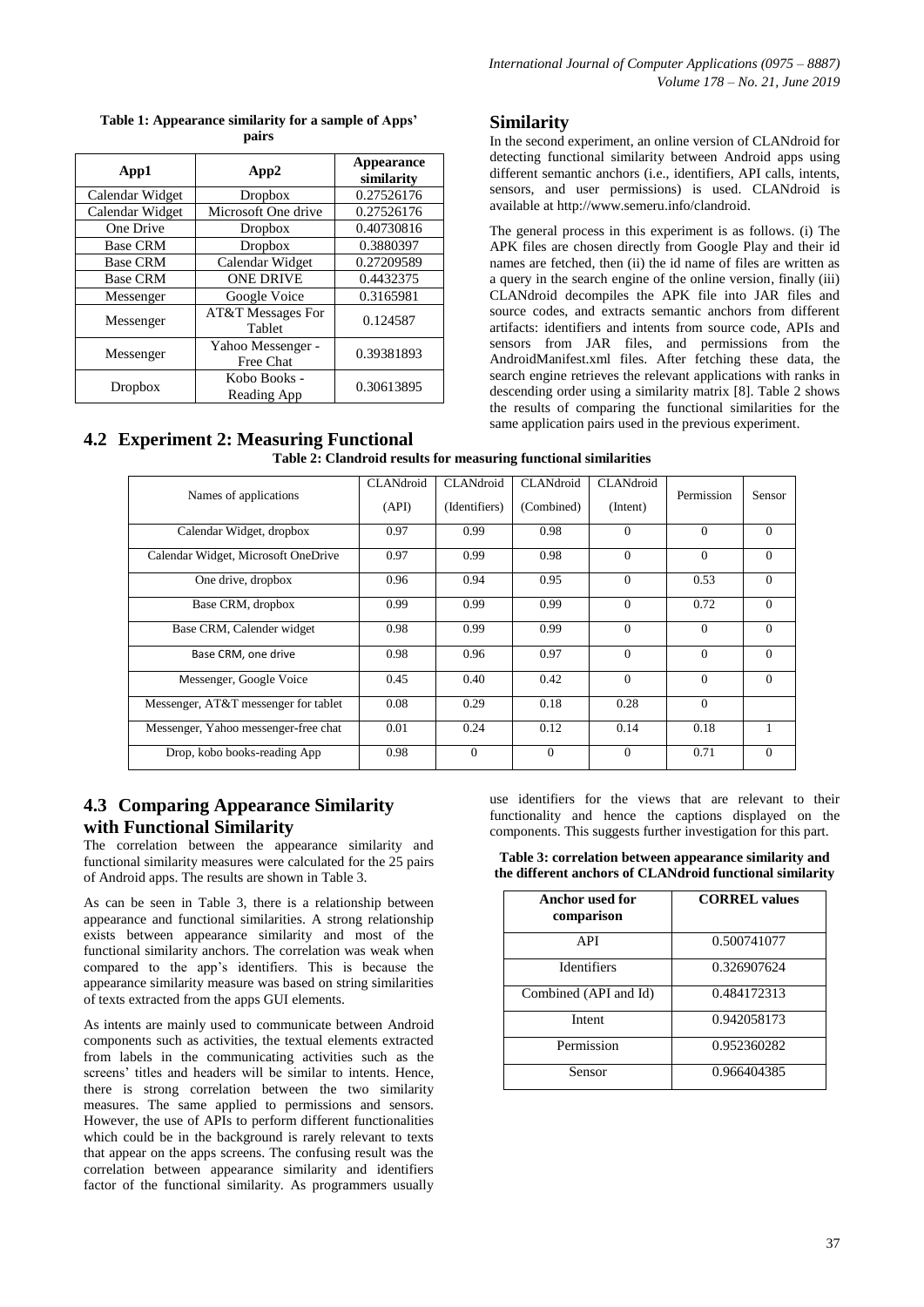**Table 1: Appearance similarity for a sample of Apps' pairs**

| App1 | App2 | Appearance similarity |
|---|---|---|
| Calendar Widget | Dropbox | 0.27526176 |
| Calendar Widget | Microsoft One drive | 0.27526176 |
| One Drive | Dropbox | 0.40730816 |
| Base CRM | Dropbox | 0.3880397 |
| Base CRM | Calendar Widget | 0.27209589 |
| Base CRM | ONE DRIVE | 0.4432375 |
| Messenger | Google Voice | 0.3165981 |
| Messenger | AT&T Messages For Tablet | 0.124587 |
| Messenger | Yahoo Messenger - Free Chat | 0.39381893 |
| Dropbox | Kobo Books - Reading App | 0.30613895 |

## 4.2 Experiment 2: Measuring Functional Similarity

In the second experiment, an online version of CLANdroid for detecting functional similarity between Android apps using different semantic anchors (i.e., identifiers, API calls, intents, sensors, and user permissions) is used. CLANdroid is available at http://www.semeru.info/clandroid.

The general process in this experiment is as follows. (i) The APK files are chosen directly from Google Play and their id names are fetched, then (ii) the id name of files are written as a query in the search engine of the online version, finally (iii) CLANdroid decompiles the APK file into JAR files and source codes, and extracts semantic anchors from different artifacts: identifiers and intents from source code, APIs and sensors from JAR files, and permissions from the AndroidManifest.xml files. After fetching these data, the search engine retrieves the relevant applications with ranks in descending order using a similarity matrix [8]. Table 2 shows the results of comparing the functional similarities for the same application pairs used in the previous experiment.

**Table 2: Clandroid results for measuring functional similarities**

| Names of applications | CLANdroid (API) | CLANdroid (Identifiers) | CLANdroid (Combined) | CLANdroid (Intent) | Permission | Sensor |
|---|---|---|---|---|---|---|
| Calendar Widget, dropbox | 0.97 | 0.99 | 0.98 | 0 | 0 | 0 |
| Calendar Widget, Microsoft OneDrive | 0.97 | 0.99 | 0.98 | 0 | 0 | 0 |
| One drive, dropbox | 0.96 | 0.94 | 0.95 | 0 | 0.53 | 0 |
| Base CRM, dropbox | 0.99 | 0.99 | 0.99 | 0 | 0.72 | 0 |
| Base CRM, Calender widget | 0.98 | 0.99 | 0.99 | 0 | 0 | 0 |
| Base CRM, one drive | 0.98 | 0.96 | 0.97 | 0 | 0 | 0 |
| Messenger, Google Voice | 0.45 | 0.40 | 0.42 | 0 | 0 | 0 |
| Messenger, AT&T messenger for tablet | 0.08 | 0.29 | 0.18 | 0.28 | 0 | |
| Messenger, Yahoo messenger-free chat | 0.01 | 0.24 | 0.12 | 0.14 | 0.18 | 1 |
| Drop, kobo books-reading App | 0.98 | 0 | 0 | 0 | 0.71 | 0 |

## 4.3 Comparing Appearance Similarity with Functional Similarity

The correlation between the appearance similarity and functional similarity measures were calculated for the 25 pairs of Android apps. The results are shown in Table 3.

As can be seen in Table 3, there is a relationship between appearance and functional similarities. A strong relationship exists between appearance similarity and most of the functional similarity anchors. The correlation was weak when compared to the app's identifiers. This is because the appearance similarity measure was based on string similarities of texts extracted from the apps GUI elements.

As intents are mainly used to communicate between Android components such as activities, the textual elements extracted from labels in the communicating activities such as the screens' titles and headers will be similar to intents. Hence, there is strong correlation between the two similarity measures. The same applied to permissions and sensors. However, the use of APIs to perform different functionalities which could be in the background is rarely relevant to texts that appear on the apps screens. The confusing result was the correlation between appearance similarity and identifiers factor of the functional similarity. As programmers usually use identifiers for the views that are relevant to their functionality and hence the captions displayed on the components. This suggests further investigation for this part.

**Table 3: correlation between appearance similarity and the different anchors of CLANdroid functional similarity**

| Anchor used for comparison | CORREL values |
|---|---|
| API | 0.500741077 |
| Identifiers | 0.326907624 |
| Combined (API and Id) | 0.484172313 |
| Intent | 0.942058173 |
| Permission | 0.952360282 |
| Sensor | 0.966404385 |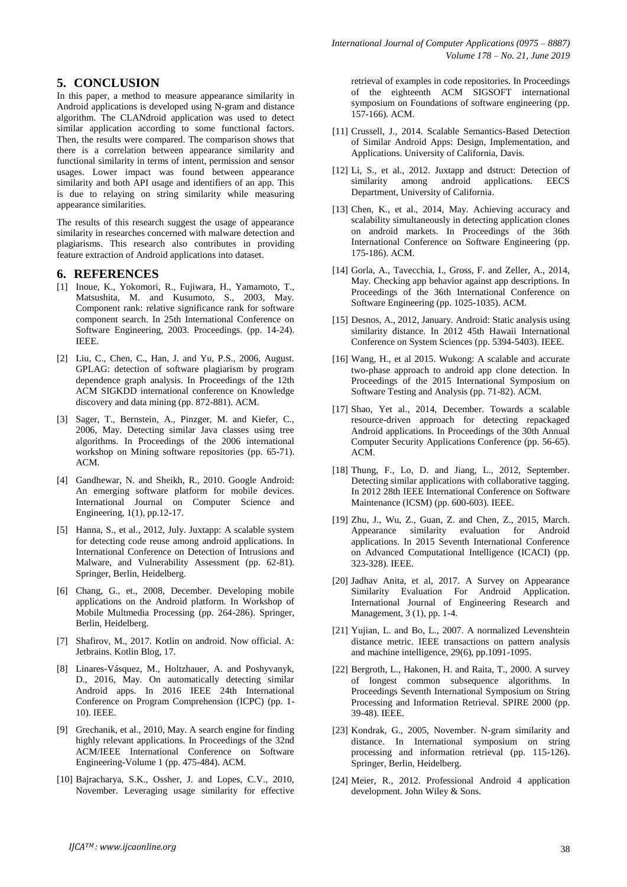## 5. CONCLUSION

In this paper, a method to measure appearance similarity in Android applications is developed using N-gram and distance algorithm. The CLANdroid application was used to detect similar application according to some functional factors. Then, the results were compared. The comparison shows that there is a correlation between appearance similarity and functional similarity in terms of intent, permission and sensor usages. Lower impact was found between appearance similarity and both API usage and identifiers of an app. This is due to relaying on string similarity while measuring appearance similarities.

The results of this research suggest the usage of appearance similarity in researches concerned with malware detection and plagiarisms. This research also contributes in providing feature extraction of Android applications into dataset.

## 6. REFERENCES

[1] Inoue, K., Yokomori, R., Fujiwara, H., Yamamoto, T., Matsushita, M. and Kusumoto, S., 2003, May. Component rank: relative significance rank for software component search. In 25th International Conference on Software Engineering, 2003. Proceedings. (pp. 14-24). IEEE.

[2] Liu, C., Chen, C., Han, J. and Yu, P.S., 2006, August. GPLAG: detection of software plagiarism by program dependence graph analysis. In Proceedings of the 12th ACM SIGKDD international conference on Knowledge discovery and data mining (pp. 872-881). ACM.

[3] Sager, T., Bernstein, A., Pinzger, M. and Kiefer, C., 2006, May. Detecting similar Java classes using tree algorithms. In Proceedings of the 2006 international workshop on Mining software repositories (pp. 65-71). ACM.

[4] Gandhewar, N. and Sheikh, R., 2010. Google Android: An emerging software platform for mobile devices. International Journal on Computer Science and Engineering, 1(1), pp.12-17.

[5] Hanna, S., et al., 2012, July. Juxtapp: A scalable system for detecting code reuse among android applications. In International Conference on Detection of Intrusions and Malware, and Vulnerability Assessment (pp. 62-81). Springer, Berlin, Heidelberg.

[6] Chang, G., et., 2008, December. Developing mobile applications on the Android platform. In Workshop of Mobile Multmedia Processing (pp. 264-286). Springer, Berlin, Heidelberg.

[7] Shafirov, M., 2017. Kotlin on android. Now official. A: Jetbrains. Kotlin Blog, 17.

[8] Linares-Vásquez, M., Holtzhauer, A. and Poshyvanyk, D., 2016, May. On automatically detecting similar Android apps. In 2016 IEEE 24th International Conference on Program Comprehension (ICPC) (pp. 1-10). IEEE.

[9] Grechanik, et al., 2010, May. A search engine for finding highly relevant applications. In Proceedings of the 32nd ACM/IEEE International Conference on Software Engineering-Volume 1 (pp. 475-484). ACM.

[10] Bajracharya, S.K., Ossher, J. and Lopes, C.V., 2010, November. Leveraging usage similarity for effective retrieval of examples in code repositories. In Proceedings of the eighteenth ACM SIGSOFT international symposium on Foundations of software engineering (pp. 157-166). ACM.

[11] Crussell, J., 2014. Scalable Semantics-Based Detection of Similar Android Apps: Design, Implementation, and Applications. University of California, Davis.

[12] Li, S., et al., 2012. Juxtapp and dstruct: Detection of similarity among android applications. EECS Department, University of California.

[13] Chen, K., et al., 2014, May. Achieving accuracy and scalability simultaneously in detecting application clones on android markets. In Proceedings of the 36th International Conference on Software Engineering (pp. 175-186). ACM.

[14] Gorla, A., Tavecchia, I., Gross, F. and Zeller, A., 2014, May. Checking app behavior against app descriptions. In Proceedings of the 36th International Conference on Software Engineering (pp. 1025-1035). ACM.

[15] Desnos, A., 2012, January. Android: Static analysis using similarity distance. In 2012 45th Hawaii International Conference on System Sciences (pp. 5394-5403). IEEE.

[16] Wang, H., et al 2015. Wukong: A scalable and accurate two-phase approach to android app clone detection. In Proceedings of the 2015 International Symposium on Software Testing and Analysis (pp. 71-82). ACM.

[17] Shao, Yet al., 2014, December. Towards a scalable resource-driven approach for detecting repackaged Android applications. In Proceedings of the 30th Annual Computer Security Applications Conference (pp. 56-65). ACM.

[18] Thung, F., Lo, D. and Jiang, L., 2012, September. Detecting similar applications with collaborative tagging. In 2012 28th IEEE International Conference on Software Maintenance (ICSM) (pp. 600-603). IEEE.

[19] Zhu, J., Wu, Z., Guan, Z. and Chen, Z., 2015, March. Appearance similarity evaluation for Android applications. In 2015 Seventh International Conference on Advanced Computational Intelligence (ICACI) (pp. 323-328). IEEE.

[20] Jadhav Anita, et al, 2017. A Survey on Appearance Similarity Evaluation For Android Application. International Journal of Engineering Research and Management, 3 (1), pp. 1-4.

[21] Yujian, L. and Bo, L., 2007. A normalized Levenshtein distance metric. IEEE transactions on pattern analysis and machine intelligence, 29(6), pp.1091-1095.

[22] Bergroth, L., Hakonen, H. and Raita, T., 2000. A survey of longest common subsequence algorithms. In Proceedings Seventh International Symposium on String Processing and Information Retrieval. SPIRE 2000 (pp. 39-48). IEEE.

[23] Kondrak, G., 2005, November. N-gram similarity and distance. In International symposium on string processing and information retrieval (pp. 115-126). Springer, Berlin, Heidelberg.

[24] Meier, R., 2012. Professional Android 4 application development. John Wiley & Sons.